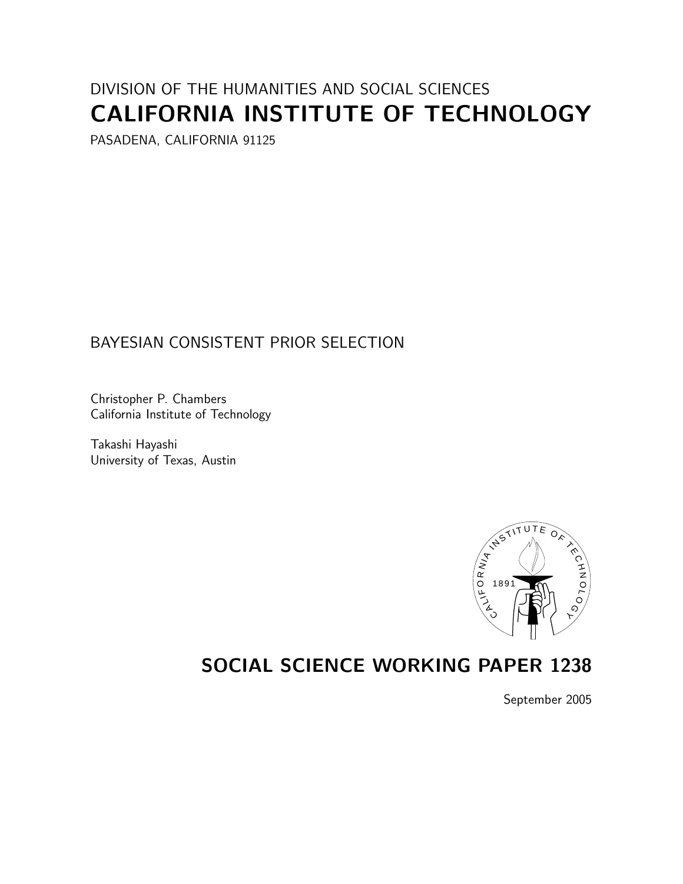DIVISION OF THE HUMANITIES AND SOCIAL SCIENCES

# CALIFORNIA INSTITUTE OF TECHNOLOGY

PASADENA, CALIFORNIA 91125

BAYESIAN CONSISTENT PRIOR SELECTION

Christopher P. Chambers
California Institute of Technology

Takashi Hayashi
University of Texas, Austin

## SOCIAL SCIENCE WORKING PAPER 1238

September 2005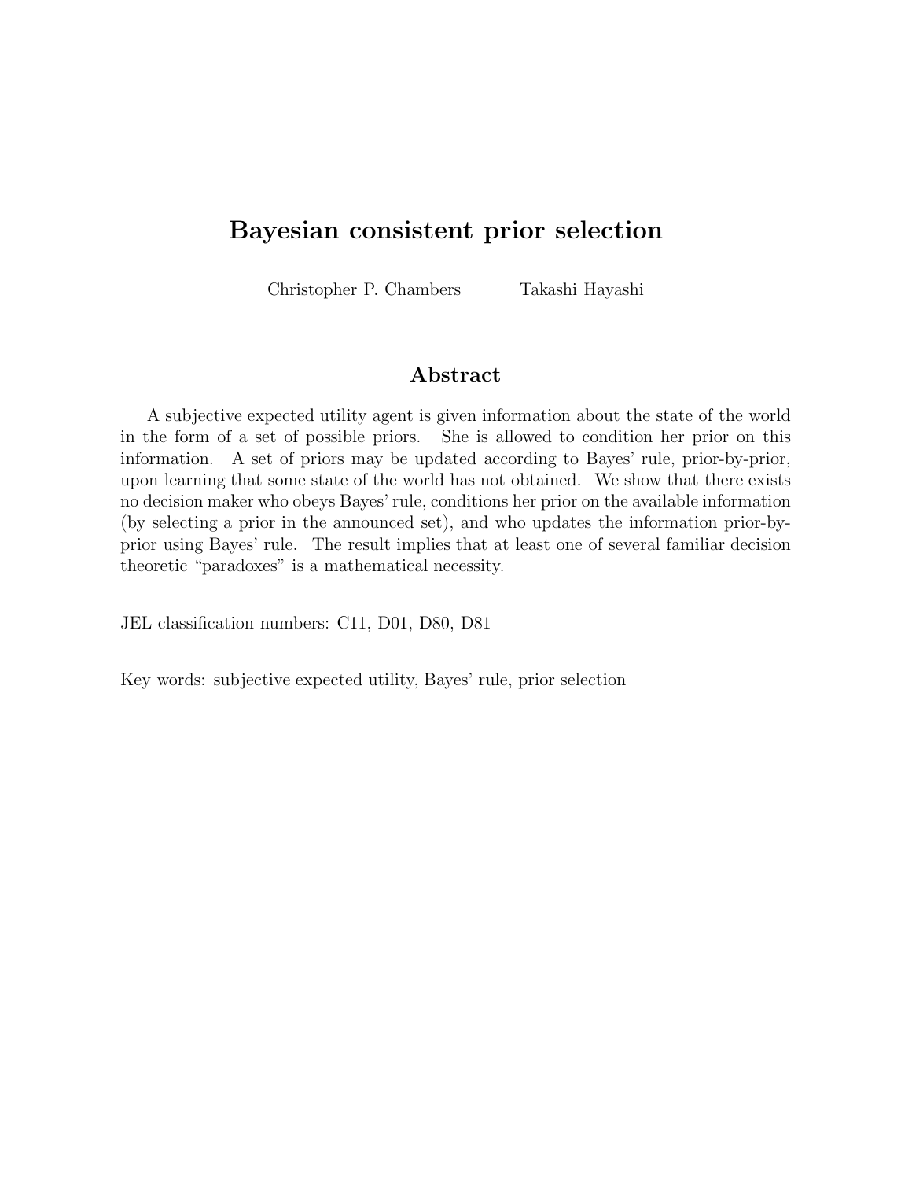# Bayesian consistent prior selection

Christopher P. Chambers Takashi Hayashi

## Abstract

A subjective expected utility agent is given information about the state of the world in the form of a set of possible priors. She is allowed to condition her prior on this information. A set of priors may be updated according to Bayes' rule, prior-by-prior, upon learning that some state of the world has not obtained. We show that there exists no decision maker who obeys Bayes' rule, conditions her prior on the available information (by selecting a prior in the announced set), and who updates the information prior-by-prior using Bayes' rule. The result implies that at least one of several familiar decision theoretic "paradoxes" is a mathematical necessity.

JEL classification numbers: C11, D01, D80, D81

Key words: subjective expected utility, Bayes' rule, prior selection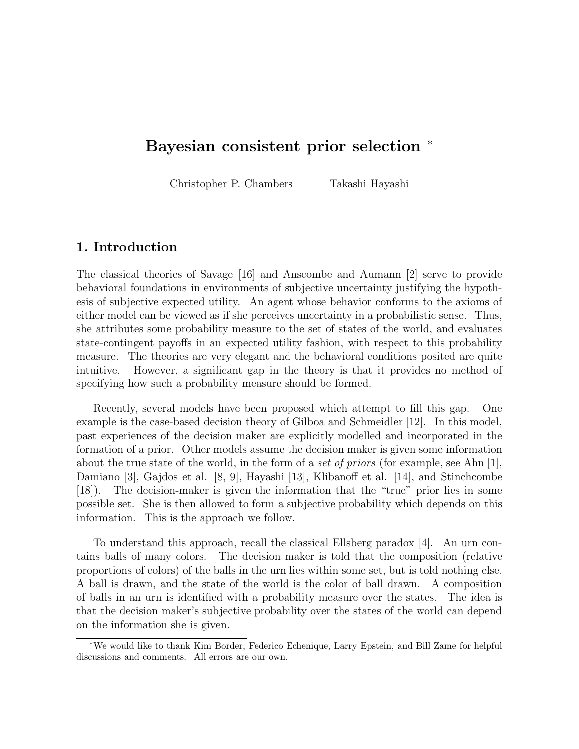# Bayesian consistent prior selection *

Christopher P. Chambers Takashi Hayashi

## 1. Introduction

The classical theories of Savage [16] and Anscombe and Aumann [2] serve to provide behavioral foundations in environments of subjective uncertainty justifying the hypothesis of subjective expected utility. An agent whose behavior conforms to the axioms of either model can be viewed as if she perceives uncertainty in a probabilistic sense. Thus, she attributes some probability measure to the set of states of the world, and evaluates state-contingent payoffs in an expected utility fashion, with respect to this probability measure. The theories are very elegant and the behavioral conditions posited are quite intuitive. However, a significant gap in the theory is that it provides no method of specifying how such a probability measure should be formed.

Recently, several models have been proposed which attempt to fill this gap. One example is the case-based decision theory of Gilboa and Schmeidler [12]. In this model, past experiences of the decision maker are explicitly modelled and incorporated in the formation of a prior. Other models assume the decision maker is given some information about the true state of the world, in the form of a *set of priors* (for example, see Ahn [1], Damiano [3], Gajdos et al. [8, 9], Hayashi [13], Klibanoff et al. [14], and Stinchcombe [18]). The decision-maker is given the information that the "true" prior lies in some possible set. She is then allowed to form a subjective probability which depends on this information. This is the approach we follow.

To understand this approach, recall the classical Ellsberg paradox [4]. An urn contains balls of many colors. The decision maker is told that the composition (relative proportions of colors) of the balls in the urn lies within some set, but is told nothing else. A ball is drawn, and the state of the world is the color of ball drawn. A composition of balls in an urn is identified with a probability measure over the states. The idea is that the decision maker's subjective probability over the states of the world can depend on the information she is given.

*We would like to thank Kim Border, Federico Echenique, Larry Epstein, and Bill Zame for helpful discussions and comments. All errors are our own.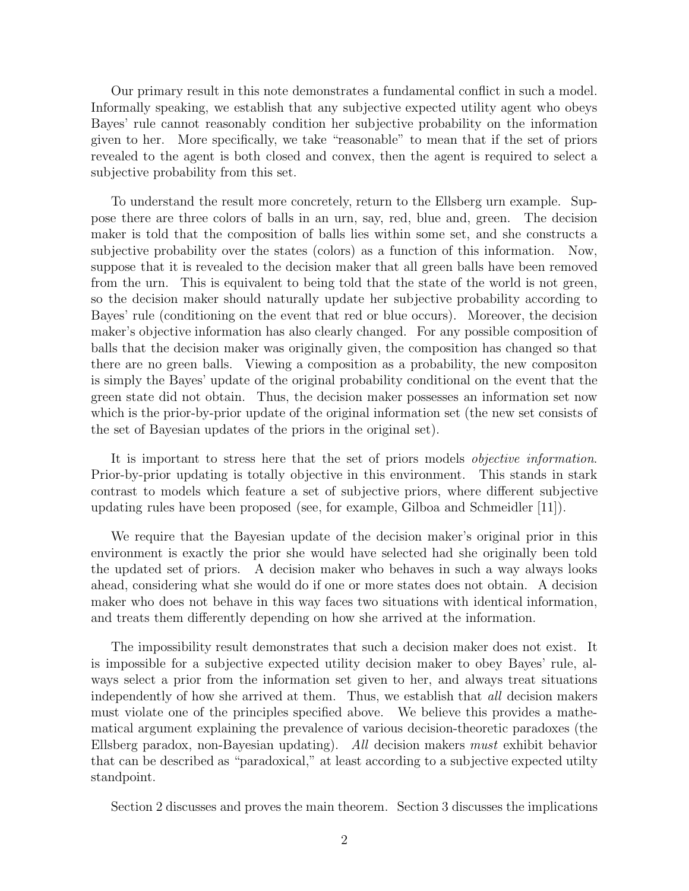Our primary result in this note demonstrates a fundamental conflict in such a model. Informally speaking, we establish that any subjective expected utility agent who obeys Bayes' rule cannot reasonably condition her subjective probability on the information given to her. More specifically, we take "reasonable" to mean that if the set of priors revealed to the agent is both closed and convex, then the agent is required to select a subjective probability from this set.

To understand the result more concretely, return to the Ellsberg urn example. Suppose there are three colors of balls in an urn, say, red, blue and, green. The decision maker is told that the composition of balls lies within some set, and she constructs a subjective probability over the states (colors) as a function of this information. Now, suppose that it is revealed to the decision maker that all green balls have been removed from the urn. This is equivalent to being told that the state of the world is not green, so the decision maker should naturally update her subjective probability according to Bayes' rule (conditioning on the event that red or blue occurs). Moreover, the decision maker's objective information has also clearly changed. For any possible composition of balls that the decision maker was originally given, the composition has changed so that there are no green balls. Viewing a composition as a probability, the new compositon is simply the Bayes' update of the original probability conditional on the event that the green state did not obtain. Thus, the decision maker possesses an information set now which is the prior-by-prior update of the original information set (the new set consists of the set of Bayesian updates of the priors in the original set).

It is important to stress here that the set of priors models *objective information*. Prior-by-prior updating is totally objective in this environment. This stands in stark contrast to models which feature a set of subjective priors, where different subjective updating rules have been proposed (see, for example, Gilboa and Schmeidler [11]).

We require that the Bayesian update of the decision maker's original prior in this environment is exactly the prior she would have selected had she originally been told the updated set of priors. A decision maker who behaves in such a way always looks ahead, considering what she would do if one or more states does not obtain. A decision maker who does not behave in this way faces two situations with identical information, and treats them differently depending on how she arrived at the information.

The impossibility result demonstrates that such a decision maker does not exist. It is impossible for a subjective expected utility decision maker to obey Bayes' rule, always select a prior from the information set given to her, and always treat situations independently of how she arrived at them. Thus, we establish that *all* decision makers must violate one of the principles specified above. We believe this provides a mathematical argument explaining the prevalence of various decision-theoretic paradoxes (the Ellsberg paradox, non-Bayesian updating). *All* decision makers *must* exhibit behavior that can be described as "paradoxical," at least according to a subjective expected utilty standpoint.

Section 2 discusses and proves the main theorem. Section 3 discusses the implications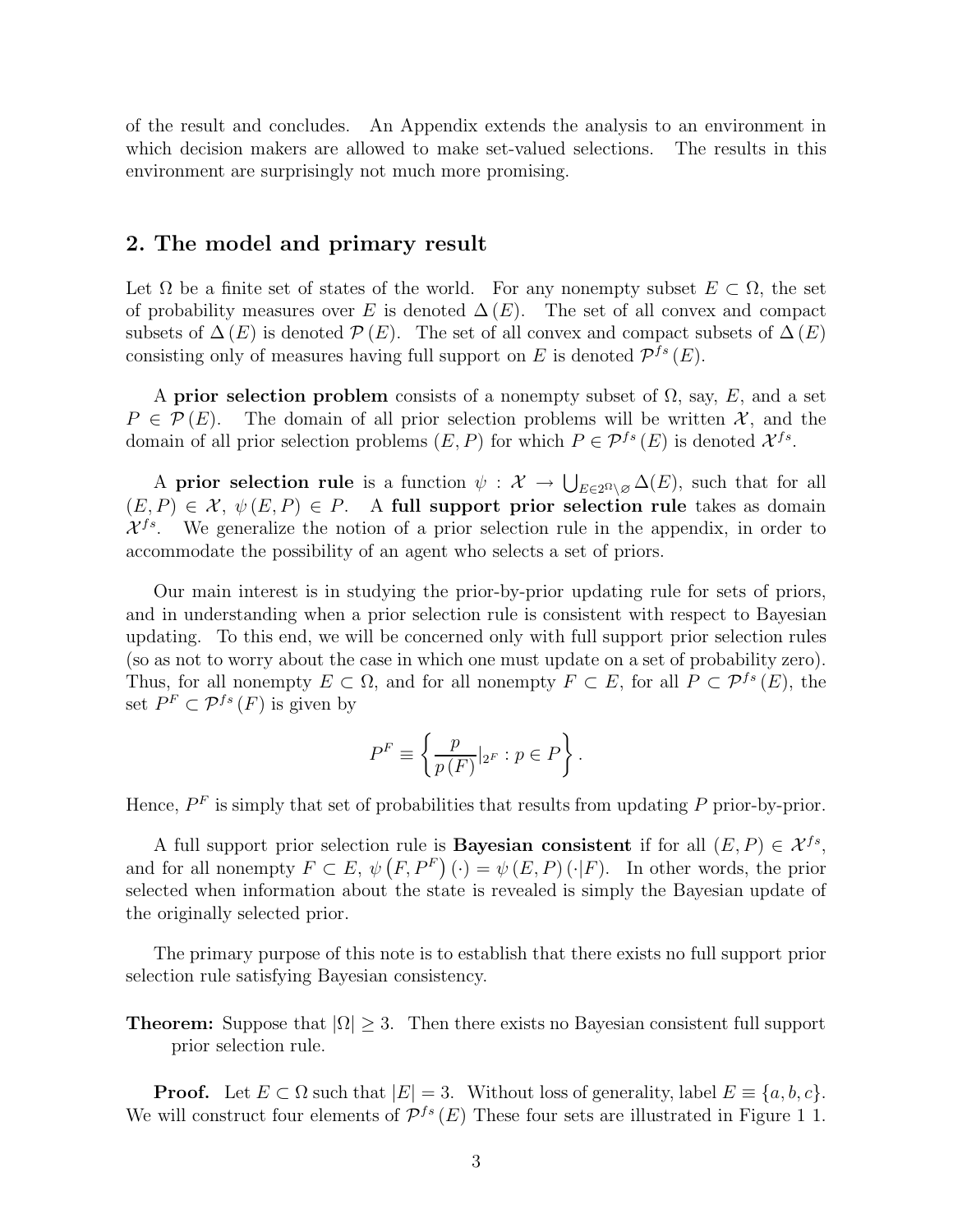of the result and concludes. An Appendix extends the analysis to an environment in which decision makers are allowed to make set-valued selections. The results in this environment are surprisingly not much more promising.

## 2. The model and primary result

Let $\Omega$ be a finite set of states of the world. For any nonempty subset $E \subset \Omega$, the set of probability measures over $E$ is denoted $\Delta(E)$. The set of all convex and compact subsets of $\Delta(E)$ is denoted $\mathcal{P}(E)$. The set of all convex and compact subsets of $\Delta(E)$ consisting only of measures having full support on $E$ is denoted $\mathcal{P}^{fs}(E)$.

A **prior selection problem** consists of a nonempty subset of $\Omega$, say, $E$, and a set $P \in \mathcal{P}(E)$. The domain of all prior selection problems will be written $\mathcal{X}$, and the domain of all prior selection problems $(E, P)$ for which $P \in \mathcal{P}^{fs}(E)$ is denoted $\mathcal{X}^{fs}$.

A **prior selection rule** is a function $\psi : \mathcal{X} \to \bigcup_{E \in 2^{\Omega} \setminus \varnothing} \Delta(E)$, such that for all $(E, P) \in \mathcal{X}$, $\psi(E, P) \in P$. A **full support prior selection rule** takes as domain $\mathcal{X}^{fs}$. We generalize the notion of a prior selection rule in the appendix, in order to accommodate the possibility of an agent who selects a set of priors.

Our main interest is in studying the prior-by-prior updating rule for sets of priors, and in understanding when a prior selection rule is consistent with respect to Bayesian updating. To this end, we will be concerned only with full support prior selection rules (so as not to worry about the case in which one must update on a set of probability zero). Thus, for all nonempty $E \subset \Omega$, and for all nonempty $F \subset E$, for all $P \subset \mathcal{P}^{fs}(E)$, the set $P^F \subset \mathcal{P}^{fs}(F)$ is given by

$$P^F \equiv \left\{ \frac{p}{p(F)}|_{2^F} : p \in P \right\}.$$

Hence, $P^F$ is simply that set of probabilities that results from updating $P$ prior-by-prior.

A full support prior selection rule is **Bayesian consistent** if for all $(E, P) \in \mathcal{X}^{fs}$, and for all nonempty $F \subset E$, $\psi\left(F, P^F\right)(\cdot) = \psi(E, P)(\cdot|F)$. In other words, the prior selected when information about the state is revealed is simply the Bayesian update of the originally selected prior.

The primary purpose of this note is to establish that there exists no full support prior selection rule satisfying Bayesian consistency.

**Theorem:** Suppose that $|\Omega| \geq 3$. Then there exists no Bayesian consistent full support prior selection rule.

**Proof.** Let $E \subset \Omega$ such that $|E| = 3$. Without loss of generality, label $E \equiv \{a, b, c\}$. We will construct four elements of $\mathcal{P}^{fs}(E)$ These four sets are illustrated in Figure 1 1.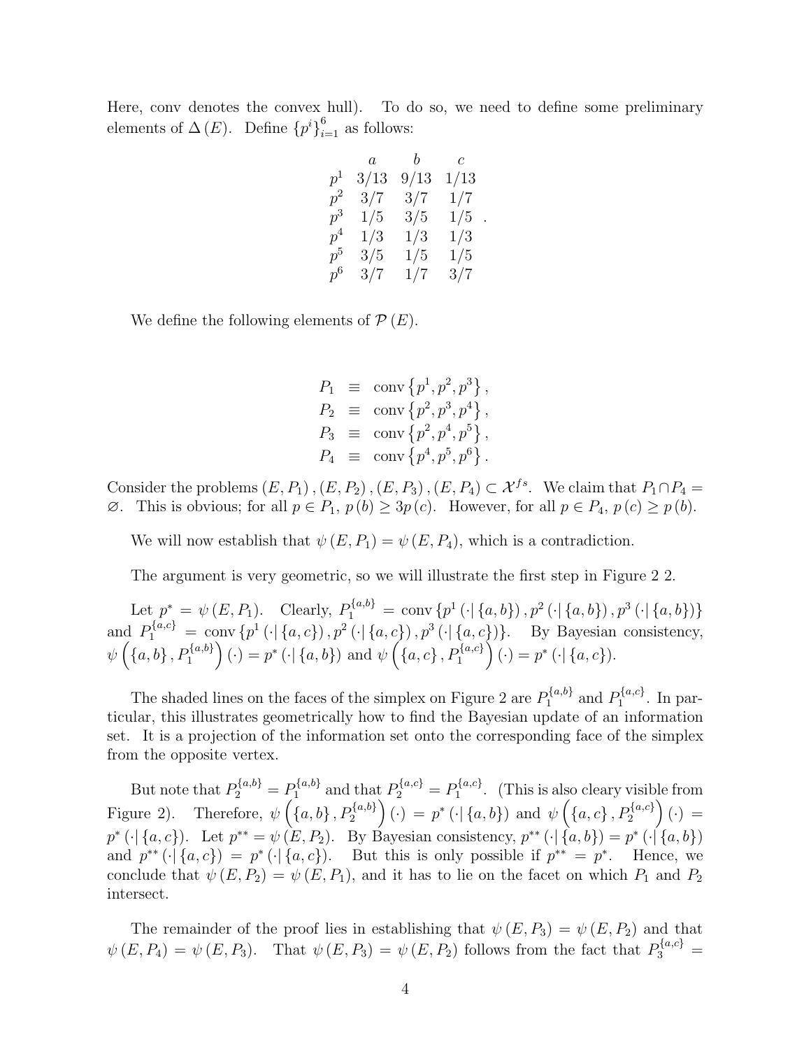Here, conv denotes the convex hull). To do so, we need to define some preliminary elements of $\Delta(E)$. Define $\{p^i\}_{i=1}^6$ as follows:

|  | $a$ | $b$ | $c$ |
|---|---|---|---|
| $p^1$ | $3/13$ | $9/13$ | $1/13$ |
| $p^2$ | $3/7$ | $3/7$ | $1/7$ |
| $p^3$ | $1/5$ | $3/5$ | $1/5$ |
| $p^4$ | $1/3$ | $1/3$ | $1/3$ |
| $p^5$ | $3/5$ | $1/5$ | $1/5$ |
| $p^6$ | $3/7$ | $1/7$ | $3/7$ |

We define the following elements of $\mathcal{P}(E)$.

$$
\begin{aligned}
P_1 &\equiv \operatorname{conv}\left\{p^1, p^2, p^3\right\}, \\
P_2 &\equiv \operatorname{conv}\left\{p^2, p^3, p^4\right\}, \\
P_3 &\equiv \operatorname{conv}\left\{p^2, p^4, p^5\right\}, \\
P_4 &\equiv \operatorname{conv}\left\{p^4, p^5, p^6\right\}.
\end{aligned}
$$

Consider the problems $(E, P_1), (E, P_2), (E, P_3), (E, P_4) \subset \mathcal{X}^{fs}$. We claim that $P_1 \cap P_4 = \varnothing$. This is obvious; for all $p \in P_1$, $p(b) \geq 3p(c)$. However, for all $p \in P_4$, $p(c) \geq p(b)$.

We will now establish that $\psi(E, P_1) = \psi(E, P_4)$, which is a contradiction.

The argument is very geometric, so we will illustrate the first step in Figure 2 2.

Let $p^* = \psi(E, P_1)$. Clearly, $P_1^{\{a,b\}} = \operatorname{conv}\{p^1(\cdot|\{a,b\}), p^2(\cdot|\{a,b\}), p^3(\cdot|\{a,b\})\}$ and $P_1^{\{a,c\}} = \operatorname{conv}\{p^1(\cdot|\{a,c\}), p^2(\cdot|\{a,c\}), p^3(\cdot|\{a,c\})\}$. By Bayesian consistency, $\psi\left(\{a,b\}, P_1^{\{a,b\}}\right)(\cdot) = p^*(\cdot|\{a,b\})$ and $\psi\left(\{a,c\}, P_1^{\{a,c\}}\right)(\cdot) = p^*(\cdot|\{a,c\})$.

The shaded lines on the faces of the simplex on Figure 2 are $P_1^{\{a,b\}}$ and $P_1^{\{a,c\}}$. In particular, this illustrates geometrically how to find the Bayesian update of an information set. It is a projection of the information set onto the corresponding face of the simplex from the opposite vertex.

But note that $P_2^{\{a,b\}} = P_1^{\{a,b\}}$ and that $P_2^{\{a,c\}} = P_1^{\{a,c\}}$. (This is also cleary visible from Figure 2). Therefore, $\psi\left(\{a,b\}, P_2^{\{a,b\}}\right)(\cdot) = p^*(\cdot|\{a,b\})$ and $\psi\left(\{a,c\}, P_2^{\{a,c\}}\right)(\cdot) = p^*(\cdot|\{a,c\})$. Let $p^{**} = \psi(E, P_2)$. By Bayesian consistency, $p^{**}(\cdot|\{a,b\}) = p^*(\cdot|\{a,b\})$ and $p^{**}(\cdot|\{a,c\}) = p^*(\cdot|\{a,c\})$. But this is only possible if $p^{**} = p^*$. Hence, we conclude that $\psi(E, P_2) = \psi(E, P_1)$, and it has to lie on the facet on which $P_1$ and $P_2$ intersect.

The remainder of the proof lies in establishing that $\psi(E, P_3) = \psi(E, P_2)$ and that $\psi(E, P_4) = \psi(E, P_3)$. That $\psi(E, P_3) = \psi(E, P_2)$ follows from the fact that $P_3^{\{a,c\}} =$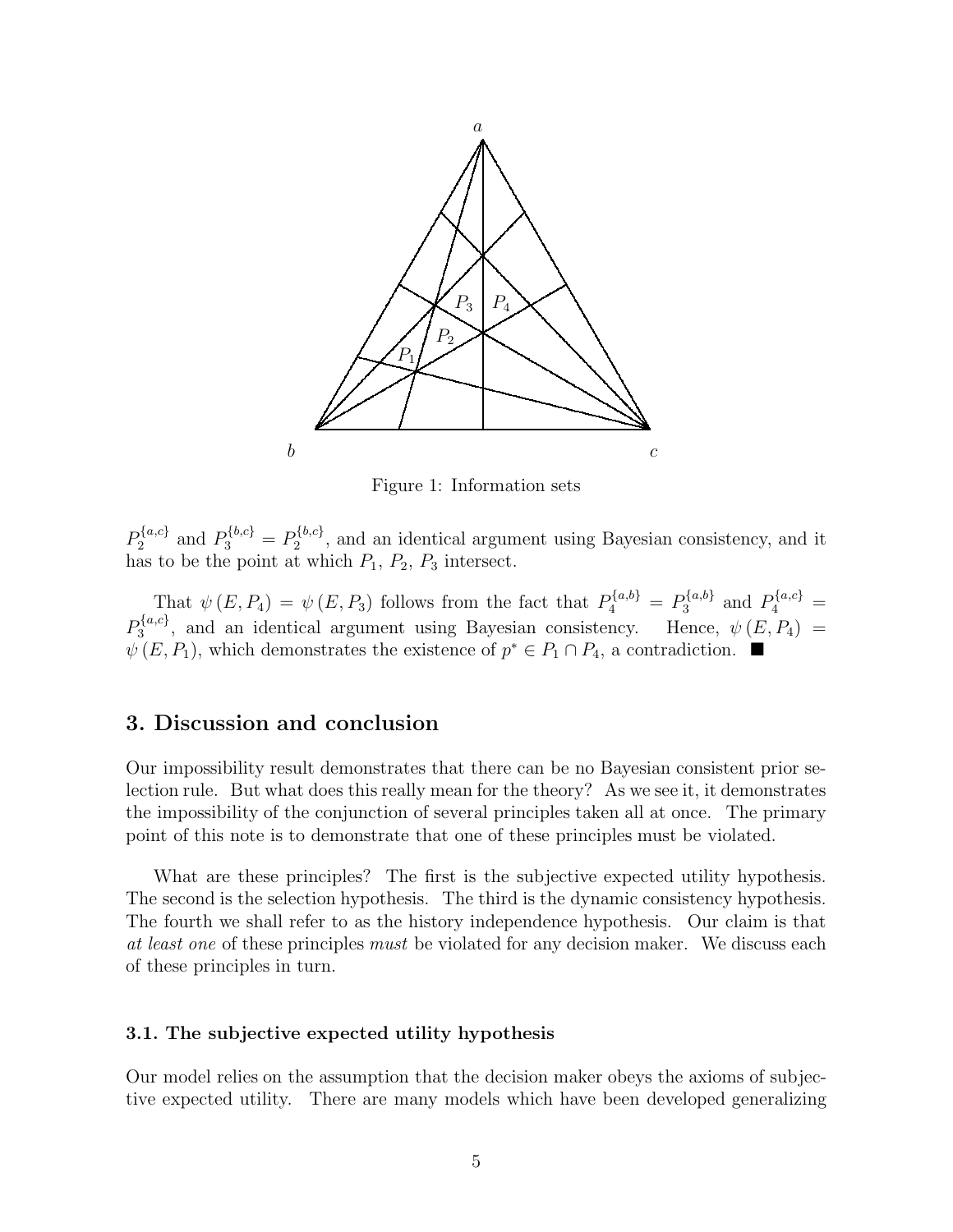Figure 1: Information sets

$P_2^{\{a,c\}}$ and $P_3^{\{b,c\}} = P_2^{\{b,c\}}$, and an identical argument using Bayesian consistency, and it has to be the point at which $P_1$, $P_2$, $P_3$ intersect.

That $\psi(E, P_4) = \psi(E, P_3)$ follows from the fact that $P_4^{\{a,b\}} = P_3^{\{a,b\}}$ and $P_4^{\{a,c\}} = P_3^{\{a,c\}}$, and an identical argument using Bayesian consistency. Hence, $\psi(E, P_4) = \psi(E, P_1)$, which demonstrates the existence of $p^* \in P_1 \cap P_4$, a contradiction. ■

## 3. Discussion and conclusion

Our impossibility result demonstrates that there can be no Bayesian consistent prior selection rule. But what does this really mean for the theory? As we see it, it demonstrates the impossibility of the conjunction of several principles taken all at once. The primary point of this note is to demonstrate that one of these principles must be violated.

What are these principles? The first is the subjective expected utility hypothesis. The second is the selection hypothesis. The third is the dynamic consistency hypothesis. The fourth we shall refer to as the history independence hypothesis. Our claim is that *at least one* of these principles *must* be violated for any decision maker. We discuss each of these principles in turn.

### 3.1. The subjective expected utility hypothesis

Our model relies on the assumption that the decision maker obeys the axioms of subjective expected utility. There are many models which have been developed generalizing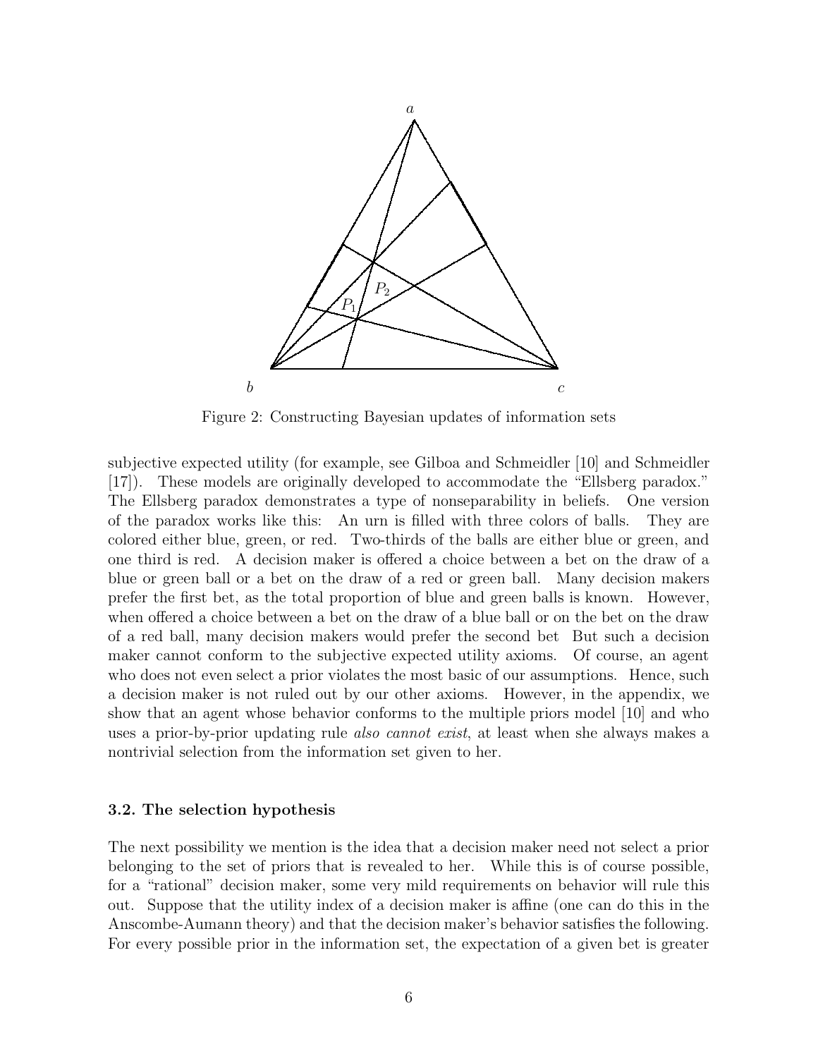Figure 2: Constructing Bayesian updates of information sets

subjective expected utility (for example, see Gilboa and Schmeidler [10] and Schmeidler [17]). These models are originally developed to accommodate the "Ellsberg paradox." The Ellsberg paradox demonstrates a type of nonseparability in beliefs. One version of the paradox works like this: An urn is filled with three colors of balls. They are colored either blue, green, or red. Two-thirds of the balls are either blue or green, and one third is red. A decision maker is offered a choice between a bet on the draw of a blue or green ball or a bet on the draw of a red or green ball. Many decision makers prefer the first bet, as the total proportion of blue and green balls is known. However, when offered a choice between a bet on the draw of a blue ball or on the bet on the draw of a red ball, many decision makers would prefer the second bet But such a decision maker cannot conform to the subjective expected utility axioms. Of course, an agent who does not even select a prior violates the most basic of our assumptions. Hence, such a decision maker is not ruled out by our other axioms. However, in the appendix, we show that an agent whose behavior conforms to the multiple priors model [10] and who uses a prior-by-prior updating rule *also cannot exist*, at least when she always makes a nontrivial selection from the information set given to her.

### 3.2. The selection hypothesis

The next possibility we mention is the idea that a decision maker need not select a prior belonging to the set of priors that is revealed to her. While this is of course possible, for a "rational" decision maker, some very mild requirements on behavior will rule this out. Suppose that the utility index of a decision maker is affine (one can do this in the Anscombe-Aumann theory) and that the decision maker's behavior satisfies the following. For every possible prior in the information set, the expectation of a given bet is greater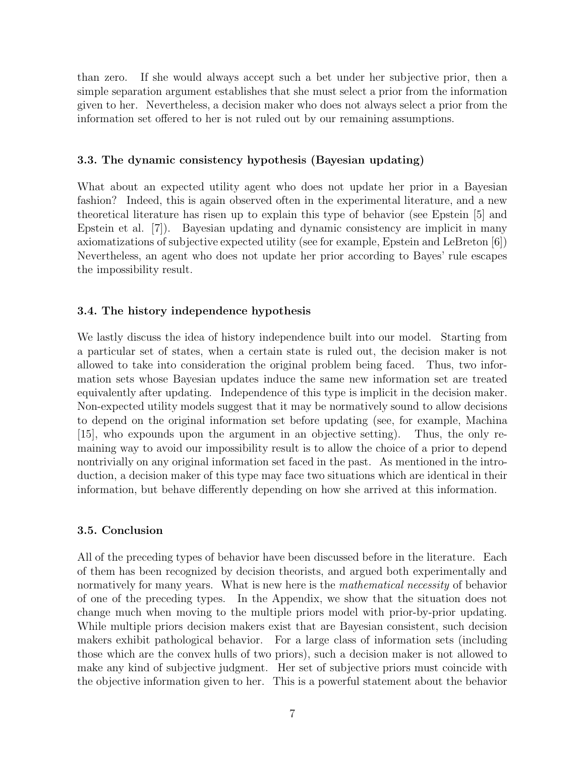than zero. If she would always accept such a bet under her subjective prior, then a simple separation argument establishes that she must select a prior from the information given to her. Nevertheless, a decision maker who does not always select a prior from the information set offered to her is not ruled out by our remaining assumptions.

### 3.3. The dynamic consistency hypothesis (Bayesian updating)

What about an expected utility agent who does not update her prior in a Bayesian fashion? Indeed, this is again observed often in the experimental literature, and a new theoretical literature has risen up to explain this type of behavior (see Epstein [5] and Epstein et al. [7]). Bayesian updating and dynamic consistency are implicit in many axiomatizations of subjective expected utility (see for example, Epstein and LeBreton [6]) Nevertheless, an agent who does not update her prior according to Bayes' rule escapes the impossibility result.

### 3.4. The history independence hypothesis

We lastly discuss the idea of history independence built into our model. Starting from a particular set of states, when a certain state is ruled out, the decision maker is not allowed to take into consideration the original problem being faced. Thus, two information sets whose Bayesian updates induce the same new information set are treated equivalently after updating. Independence of this type is implicit in the decision maker. Non-expected utility models suggest that it may be normatively sound to allow decisions to depend on the original information set before updating (see, for example, Machina [15], who expounds upon the argument in an objective setting). Thus, the only remaining way to avoid our impossibility result is to allow the choice of a prior to depend nontrivially on any original information set faced in the past. As mentioned in the introduction, a decision maker of this type may face two situations which are identical in their information, but behave differently depending on how she arrived at this information.

### 3.5. Conclusion

All of the preceding types of behavior have been discussed before in the literature. Each of them has been recognized by decision theorists, and argued both experimentally and normatively for many years. What is new here is the *mathematical necessity* of behavior of one of the preceding types. In the Appendix, we show that the situation does not change much when moving to the multiple priors model with prior-by-prior updating. While multiple priors decision makers exist that are Bayesian consistent, such decision makers exhibit pathological behavior. For a large class of information sets (including those which are the convex hulls of two priors), such a decision maker is not allowed to make any kind of subjective judgment. Her set of subjective priors must coincide with the objective information given to her. This is a powerful statement about the behavior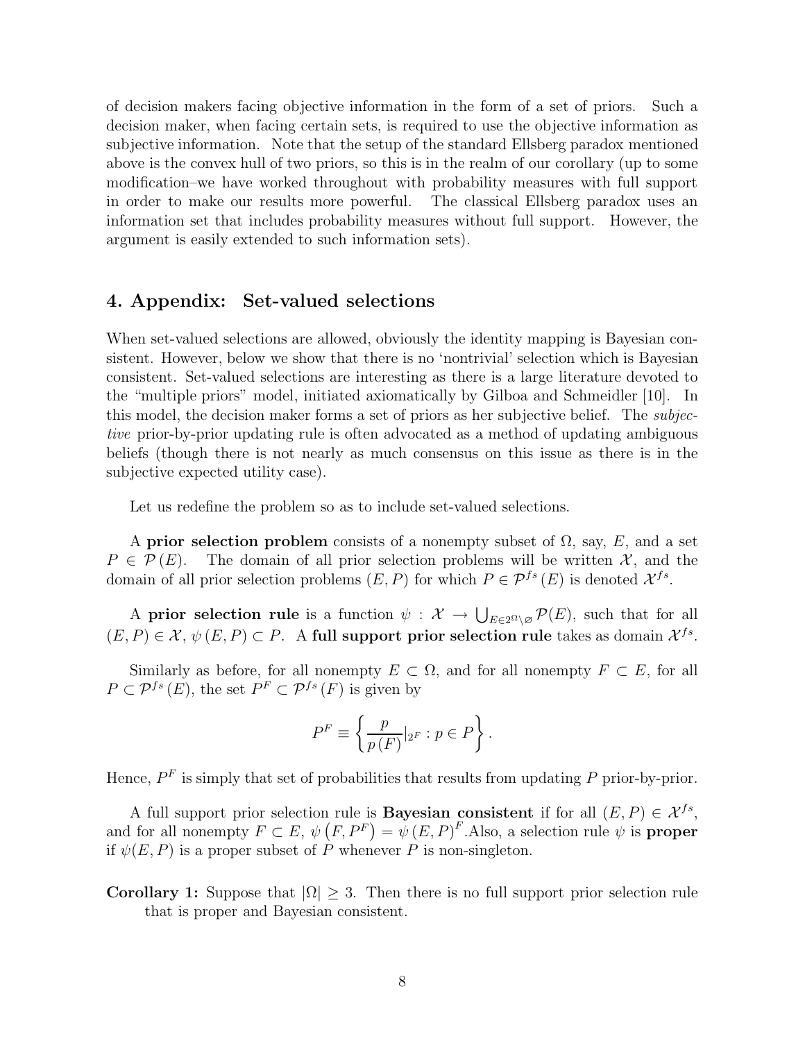of decision makers facing objective information in the form of a set of priors. Such a decision maker, when facing certain sets, is required to use the objective information as subjective information. Note that the setup of the standard Ellsberg paradox mentioned above is the convex hull of two priors, so this is in the realm of our corollary (up to some modification–we have worked throughout with probability measures with full support in order to make our results more powerful. The classical Ellsberg paradox uses an information set that includes probability measures without full support. However, the argument is easily extended to such information sets).

## 4. Appendix: Set-valued selections

When set-valued selections are allowed, obviously the identity mapping is Bayesian consistent. However, below we show that there is no 'nontrivial' selection which is Bayesian consistent. Set-valued selections are interesting as there is a large literature devoted to the "multiple priors" model, initiated axiomatically by Gilboa and Schmeidler [10]. In this model, the decision maker forms a set of priors as her subjective belief. The *subjective* prior-by-prior updating rule is often advocated as a method of updating ambiguous beliefs (though there is not nearly as much consensus on this issue as there is in the subjective expected utility case).

Let us redefine the problem so as to include set-valued selections.

A **prior selection problem** consists of a nonempty subset of $\Omega$, say, $E$, and a set $P \in \mathcal{P}(E)$. The domain of all prior selection problems will be written $\mathcal{X}$, and the domain of all prior selection problems $(E, P)$ for which $P \in \mathcal{P}^{fs}(E)$ is denoted $\mathcal{X}^{fs}$.

A **prior selection rule** is a function $\psi : \mathcal{X} \to \bigcup_{E \in 2^{\Omega} \setminus \varnothing} \mathcal{P}(E)$, such that for all $(E, P) \in \mathcal{X}$, $\psi(E, P) \subset P$. A **full support prior selection rule** takes as domain $\mathcal{X}^{fs}$.

Similarly as before, for all nonempty $E \subset \Omega$, and for all nonempty $F \subset E$, for all $P \subset \mathcal{P}^{fs}(E)$, the set $P^F \subset \mathcal{P}^{fs}(F)$ is given by

$$P^F \equiv \left\{ \frac{p}{p(F)}|_{2^F} : p \in P \right\}.$$

Hence, $P^F$ is simply that set of probabilities that results from updating $P$ prior-by-prior.

A full support prior selection rule is **Bayesian consistent** if for all $(E, P) \in \mathcal{X}^{fs}$, and for all nonempty $F \subset E$, $\psi(F, P^F) = \psi(E, P)^F$.Also, a selection rule $\psi$ is **proper** if $\psi(E, P)$ is a proper subset of $P$ whenever $P$ is non-singleton.

**Corollary 1:** Suppose that $|\Omega| \geq 3$. Then there is no full support prior selection rule that is proper and Bayesian consistent.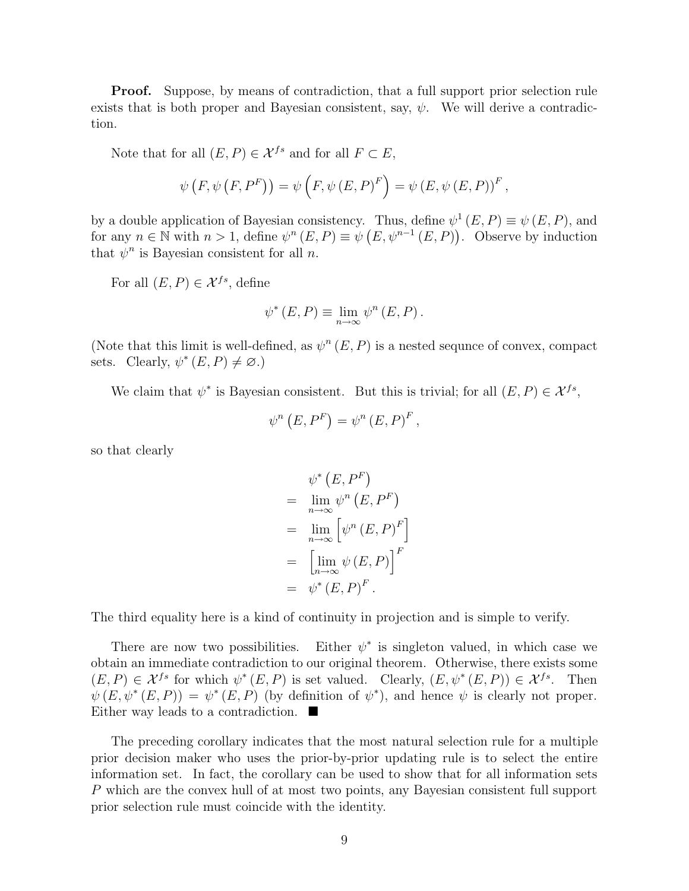**Proof.** Suppose, by means of contradiction, that a full support prior selection rule exists that is both proper and Bayesian consistent, say, $\psi$. We will derive a contradiction.

Note that for all $(E, P) \in \mathcal{X}^{fs}$ and for all $F \subset E$,

$$\psi\left(F, \psi\left(F, P^F\right)\right) = \psi\left(F, \psi\left(E, P\right)^F\right) = \psi\left(E, \psi\left(E, P\right)\right)^F,$$

by a double application of Bayesian consistency. Thus, define $\psi^1(E, P) \equiv \psi(E, P)$, and for any $n \in \mathbb{N}$ with $n > 1$, define $\psi^n(E, P) \equiv \psi\left(E, \psi^{n-1}(E, P)\right)$. Observe by induction that $\psi^n$ is Bayesian consistent for all $n$.

For all $(E, P) \in \mathcal{X}^{fs}$, define

$$\psi^*(E, P) \equiv \lim_{n \to \infty} \psi^n(E, P).$$

(Note that this limit is well-defined, as $\psi^n(E, P)$ is a nested sequnce of convex, compact sets. Clearly, $\psi^*(E, P) \neq \varnothing$.)

We claim that $\psi^*$ is Bayesian consistent. But this is trivial; for all $(E, P) \in \mathcal{X}^{fs}$,

$$\psi^n\left(E, P^F\right) = \psi^n(E, P)^F,$$

so that clearly

$$\begin{aligned}
& \psi^*\left(E, P^F\right) \\
= & \lim_{n \to \infty} \psi^n\left(E, P^F\right) \\
= & \lim_{n \to \infty} \left[\psi^n(E, P)^F\right] \\
= & \left[\lim_{n \to \infty} \psi(E, P)\right]^F \\
= & \psi^*(E, P)^F.
\end{aligned}$$

The third equality here is a kind of continuity in projection and is simple to verify.

There are now two possibilities. Either $\psi^*$ is singleton valued, in which case we obtain an immediate contradiction to our original theorem. Otherwise, there exists some $(E, P) \in \mathcal{X}^{fs}$ for which $\psi^*(E, P)$ is set valued. Clearly, $(E, \psi^*(E, P)) \in \mathcal{X}^{fs}$. Then $\psi(E, \psi^*(E, P)) = \psi^*(E, P)$ (by definition of $\psi^*$), and hence $\psi$ is clearly not proper. Either way leads to a contradiction. ■

The preceding corollary indicates that the most natural selection rule for a multiple prior decision maker who uses the prior-by-prior updating rule is to select the entire information set. In fact, the corollary can be used to show that for all information sets $P$ which are the convex hull of at most two points, any Bayesian consistent full support prior selection rule must coincide with the identity.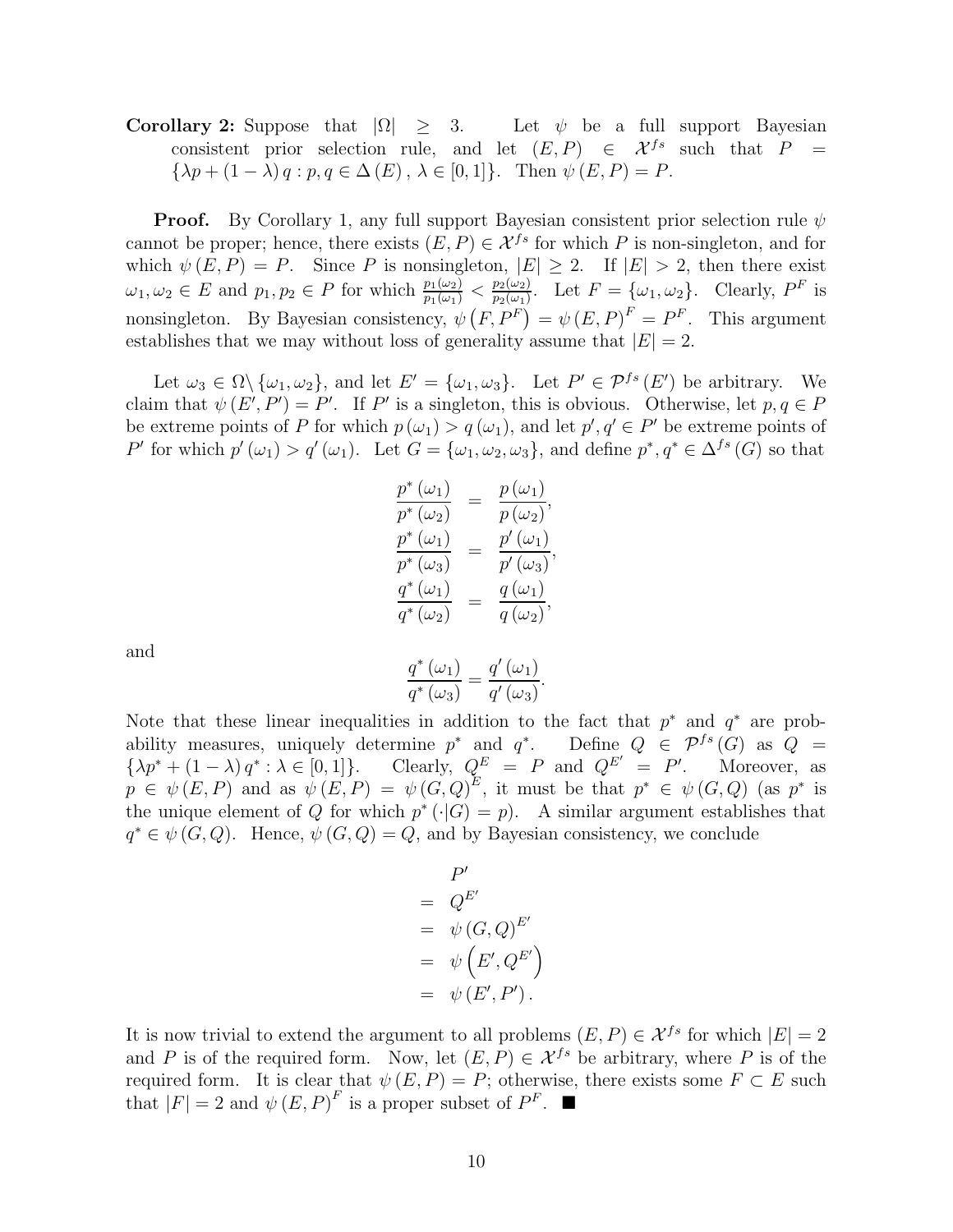**Corollary 2:** Suppose that $|\Omega| \geq 3$. Let $\psi$ be a full support Bayesian consistent prior selection rule, and let $(E, P) \in \mathcal{X}^{fs}$ such that $P = \{\lambda p + (1-\lambda) q : p, q \in \Delta(E), \lambda \in [0,1]\}$. Then $\psi(E, P) = P$.

**Proof.** By Corollary 1, any full support Bayesian consistent prior selection rule $\psi$ cannot be proper; hence, there exists $(E, P) \in \mathcal{X}^{fs}$ for which $P$ is non-singleton, and for which $\psi(E, P) = P$. Since $P$ is nonsingleton, $|E| \geq 2$. If $|E| > 2$, then there exist $\omega_1, \omega_2 \in E$ and $p_1, p_2 \in P$ for which $\frac{p_1(\omega_2)}{p_1(\omega_1)} < \frac{p_2(\omega_2)}{p_2(\omega_1)}$. Let $F = \{\omega_1, \omega_2\}$. Clearly, $P^F$ is nonsingleton. By Bayesian consistency, $\psi(F, P^F) = \psi(E, P)^F = P^F$. This argument establishes that we may without loss of generality assume that $|E| = 2$.

Let $\omega_3 \in \Omega \backslash \{\omega_1, \omega_2\}$, and let $E' = \{\omega_1, \omega_3\}$. Let $P' \in \mathcal{P}^{fs}(E')$ be arbitrary. We claim that $\psi(E', P') = P'$. If $P'$ is a singleton, this is obvious. Otherwise, let $p, q \in P$ be extreme points of $P$ for which $p(\omega_1) > q(\omega_1)$, and let $p', q' \in P'$ be extreme points of $P'$ for which $p'(\omega_1) > q'(\omega_1)$. Let $G = \{\omega_1, \omega_2, \omega_3\}$, and define $p^*, q^* \in \Delta^{fs}(G)$ so that

$$
\begin{aligned}
\frac{p^*(\omega_1)}{p^*(\omega_2)} &= \frac{p(\omega_1)}{p(\omega_2)}, \\
\frac{p^*(\omega_1)}{p^*(\omega_3)} &= \frac{p'(\omega_1)}{p'(\omega_3)}, \\
\frac{q^*(\omega_1)}{q^*(\omega_2)} &= \frac{q(\omega_1)}{q(\omega_2)},
\end{aligned}
$$

and

$$
\frac{q^*(\omega_1)}{q^*(\omega_3)} = \frac{q'(\omega_1)}{q'(\omega_3)}.
$$

Note that these linear inequalities in addition to the fact that $p^*$ and $q^*$ are probability measures, uniquely determine $p^*$ and $q^*$. Define $Q \in \mathcal{P}^{fs}(G)$ as $Q = \{\lambda p^* + (1-\lambda) q^* : \lambda \in [0,1]\}$. Clearly, $Q^E = P$ and $Q^{E'} = P'$. Moreover, as $p \in \psi(E, P)$ and as $\psi(E, P) = \psi(G, Q)^E$, it must be that $p^* \in \psi(G, Q)$ (as $p^*$ is the unique element of $Q$ for which $p^*(\cdot|G) = p$). A similar argument establishes that $q^* \in \psi(G, Q)$. Hence, $\psi(G, Q) = Q$, and by Bayesian consistency, we conclude

$$
\begin{aligned}
& P' \\
=\ & Q^{E'} \\
=\ & \psi(G, Q)^{E'} \\
=\ & \psi\left(E', Q^{E'}\right) \\
=\ & \psi(E', P').
\end{aligned}
$$

It is now trivial to extend the argument to all problems $(E, P) \in \mathcal{X}^{fs}$ for which $|E| = 2$ and $P$ is of the required form. Now, let $(E, P) \in \mathcal{X}^{fs}$ be arbitrary, where $P$ is of the required form. It is clear that $\psi(E, P) = P$; otherwise, there exists some $F \subset E$ such that $|F| = 2$ and $\psi(E, P)^F$ is a proper subset of $P^F$. ■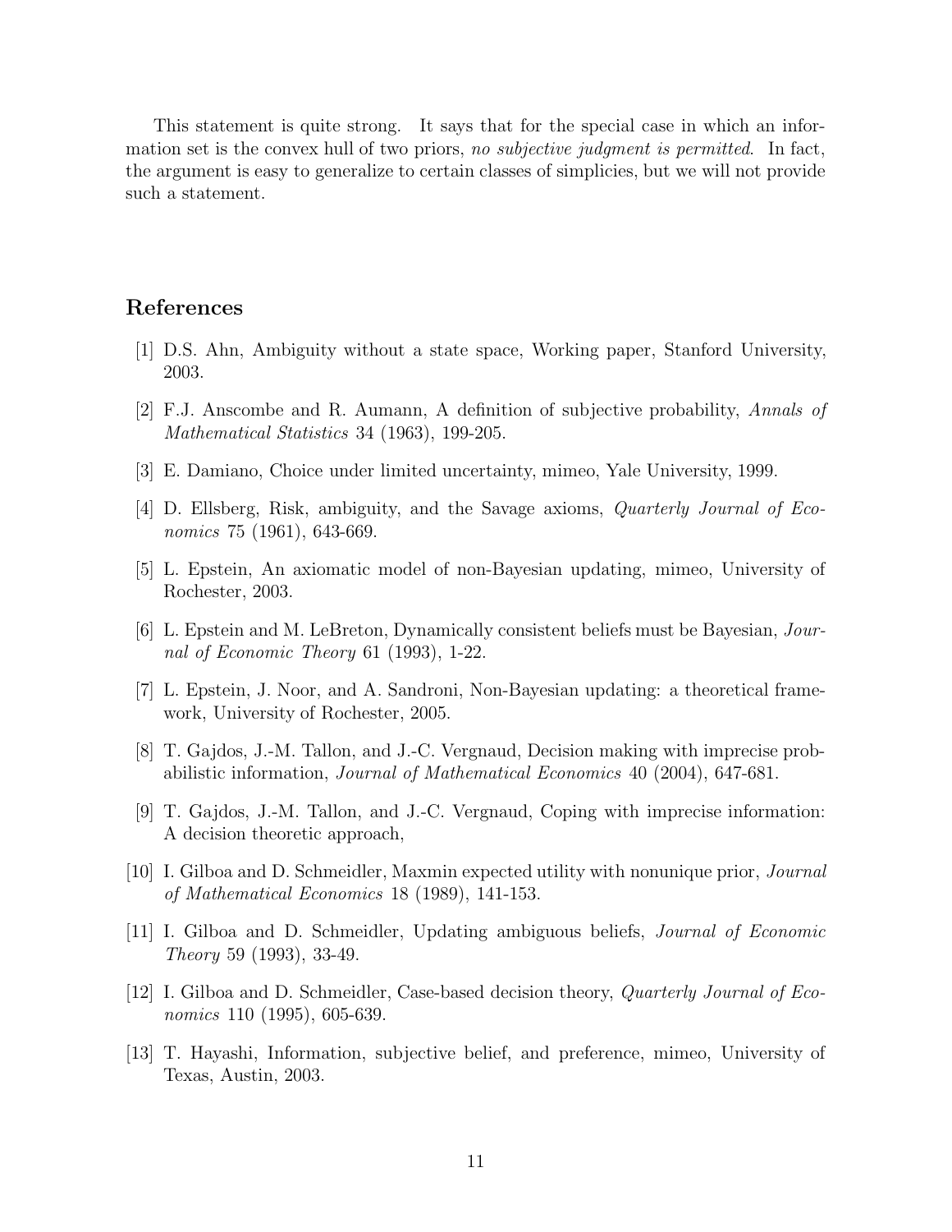This statement is quite strong. It says that for the special case in which an information set is the convex hull of two priors, *no subjective judgment is permitted*. In fact, the argument is easy to generalize to certain classes of simplicies, but we will not provide such a statement.

## References

[1] D.S. Ahn, Ambiguity without a state space, Working paper, Stanford University, 2003.

[2] F.J. Anscombe and R. Aumann, A definition of subjective probability, *Annals of Mathematical Statistics* 34 (1963), 199-205.

[3] E. Damiano, Choice under limited uncertainty, mimeo, Yale University, 1999.

[4] D. Ellsberg, Risk, ambiguity, and the Savage axioms, *Quarterly Journal of Economics* 75 (1961), 643-669.

[5] L. Epstein, An axiomatic model of non-Bayesian updating, mimeo, University of Rochester, 2003.

[6] L. Epstein and M. LeBreton, Dynamically consistent beliefs must be Bayesian, *Journal of Economic Theory* 61 (1993), 1-22.

[7] L. Epstein, J. Noor, and A. Sandroni, Non-Bayesian updating: a theoretical framework, University of Rochester, 2005.

[8] T. Gajdos, J.-M. Tallon, and J.-C. Vergnaud, Decision making with imprecise probabilistic information, *Journal of Mathematical Economics* 40 (2004), 647-681.

[9] T. Gajdos, J.-M. Tallon, and J.-C. Vergnaud, Coping with imprecise information: A decision theoretic approach,

[10] I. Gilboa and D. Schmeidler, Maxmin expected utility with nonunique prior, *Journal of Mathematical Economics* 18 (1989), 141-153.

[11] I. Gilboa and D. Schmeidler, Updating ambiguous beliefs, *Journal of Economic Theory* 59 (1993), 33-49.

[12] I. Gilboa and D. Schmeidler, Case-based decision theory, *Quarterly Journal of Economics* 110 (1995), 605-639.

[13] T. Hayashi, Information, subjective belief, and preference, mimeo, University of Texas, Austin, 2003.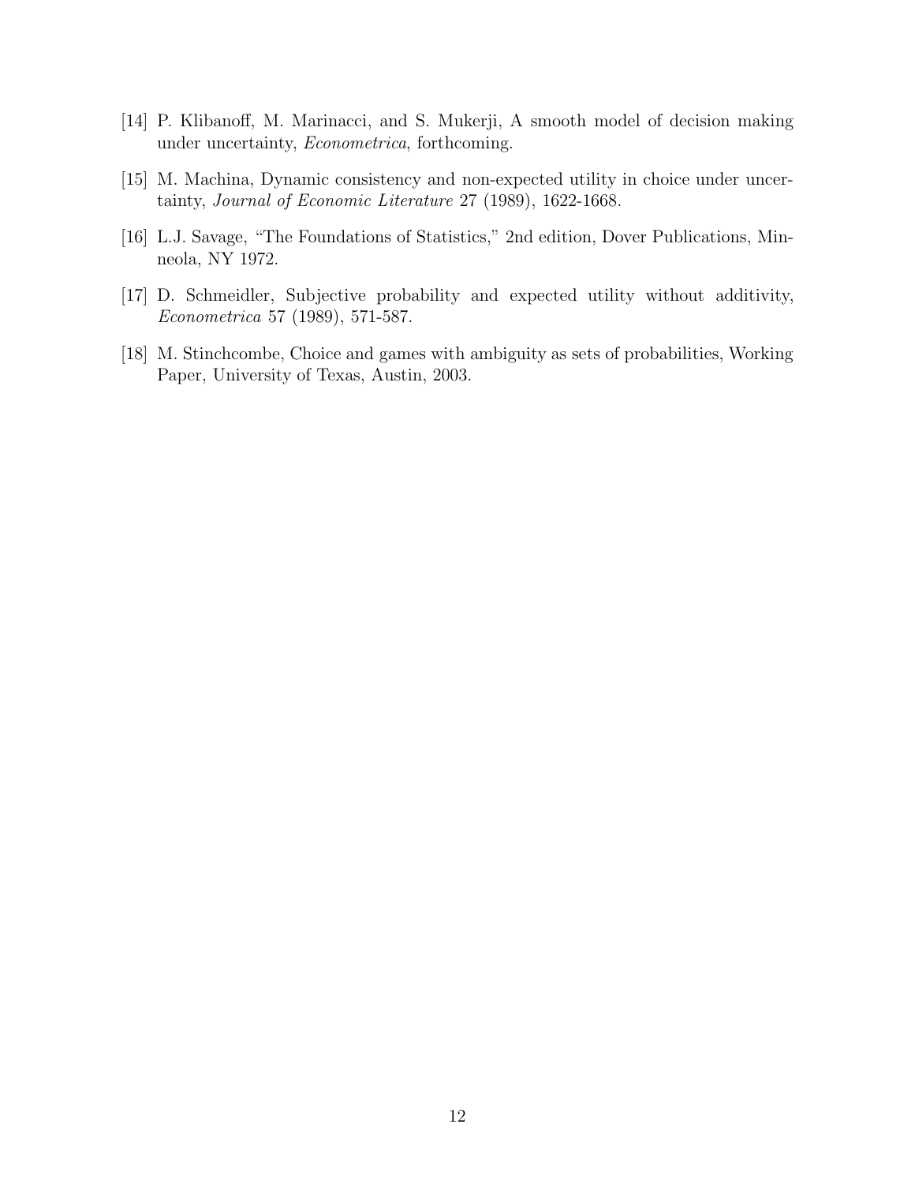[14] P. Klibanoff, M. Marinacci, and S. Mukerji, A smooth model of decision making under uncertainty, *Econometrica*, forthcoming.

[15] M. Machina, Dynamic consistency and non-expected utility in choice under uncertainty, *Journal of Economic Literature* 27 (1989), 1622-1668.

[16] L.J. Savage, "The Foundations of Statistics," 2nd edition, Dover Publications, Minneola, NY 1972.

[17] D. Schmeidler, Subjective probability and expected utility without additivity, *Econometrica* 57 (1989), 571-587.

[18] M. Stinchcombe, Choice and games with ambiguity as sets of probabilities, Working Paper, University of Texas, Austin, 2003.